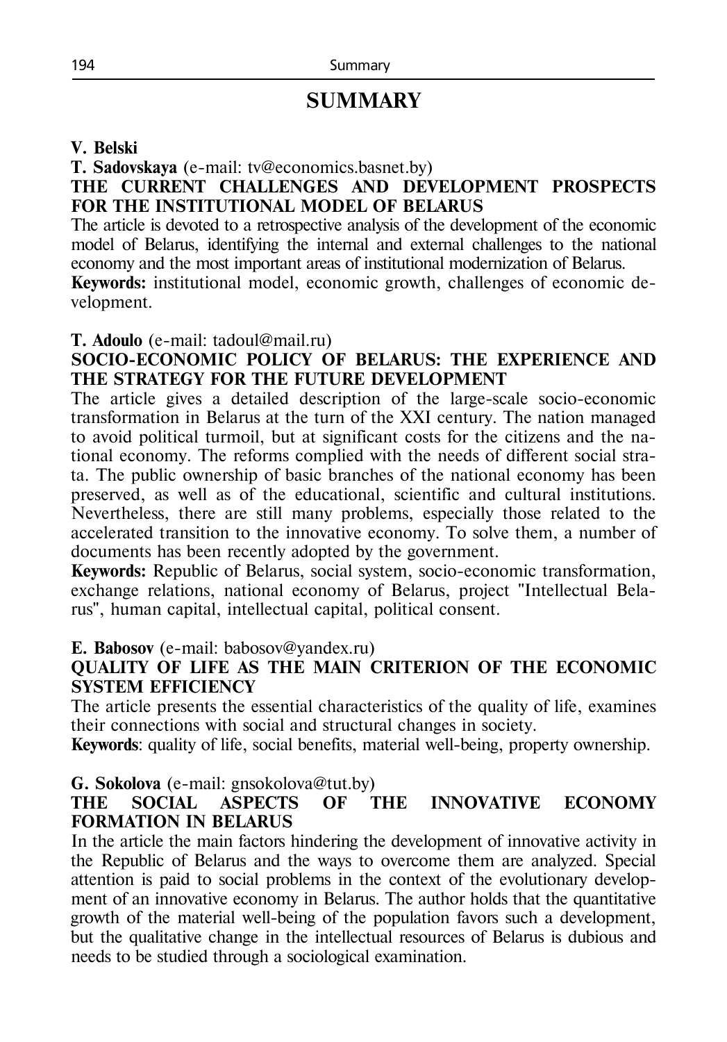# SUMMARY

**V. Belski**

**T. Sadovskaya** (e-mail: tv@economics.basnet.by)

**THE CURRENT CHALLENGES AND DEVELOPMENT PROSPECTS FOR THE INSTITUTIONAL MODEL OF BELARUS**

The article is devoted to a retrospective analysis of the development of the economic model of Belarus, identifying the internal and external challenges to the national economy and the most important areas of institutional modernization of Belarus.

**Keywords:** institutional model, economic growth, challenges of economic development.

**T. Adoulo** (e-mail: tadoul@mail.ru)

**SOCIO-ECONOMIC POLICY OF BELARUS: THE EXPERIENCE AND THE STRATEGY FOR THE FUTURE DEVELOPMENT**

The article gives a detailed description of the large-scale socio-economic transformation in Belarus at the turn of the XXI century. The nation managed to avoid political turmoil, but at significant costs for the citizens and the national economy. The reforms complied with the needs of different social strata. The public ownership of basic branches of the national economy has been preserved, as well as of the educational, scientific and cultural institutions. Nevertheless, there are still many problems, especially those related to the accelerated transition to the innovative economy. To solve them, a number of documents has been recently adopted by the government.

**Keywords:** Republic of Belarus, social system, socio-economic transformation, exchange relations, national economy of Belarus, project "Intellectual Belarus", human capital, intellectual capital, political consent.

**E. Babosov** (e-mail: babosov@yandex.ru)

**QUALITY OF LIFE AS THE MAIN CRITERION OF THE ECONOMIC SYSTEM EFFICIENCY**

The article presents the essential characteristics of the quality of life, examines their connections with social and structural changes in society.

**Keywords**: quality of life, social benefits, material well-being, property ownership.

**G. Sokolova** (e-mail: gnsokolova@tut.by)

**THE SOCIAL ASPECTS OF THE INNOVATIVE ECONOMY FORMATION IN BELARUS**

In the article the main factors hindering the development of innovative activity in the Republic of Belarus and the ways to overcome them are analyzed. Special attention is paid to social problems in the context of the evolutionary development of an innovative economy in Belarus. The author holds that the quantitative growth of the material well-being of the population favors such a development, but the qualitative change in the intellectual resources of Belarus is dubious and needs to be studied through a sociological examination.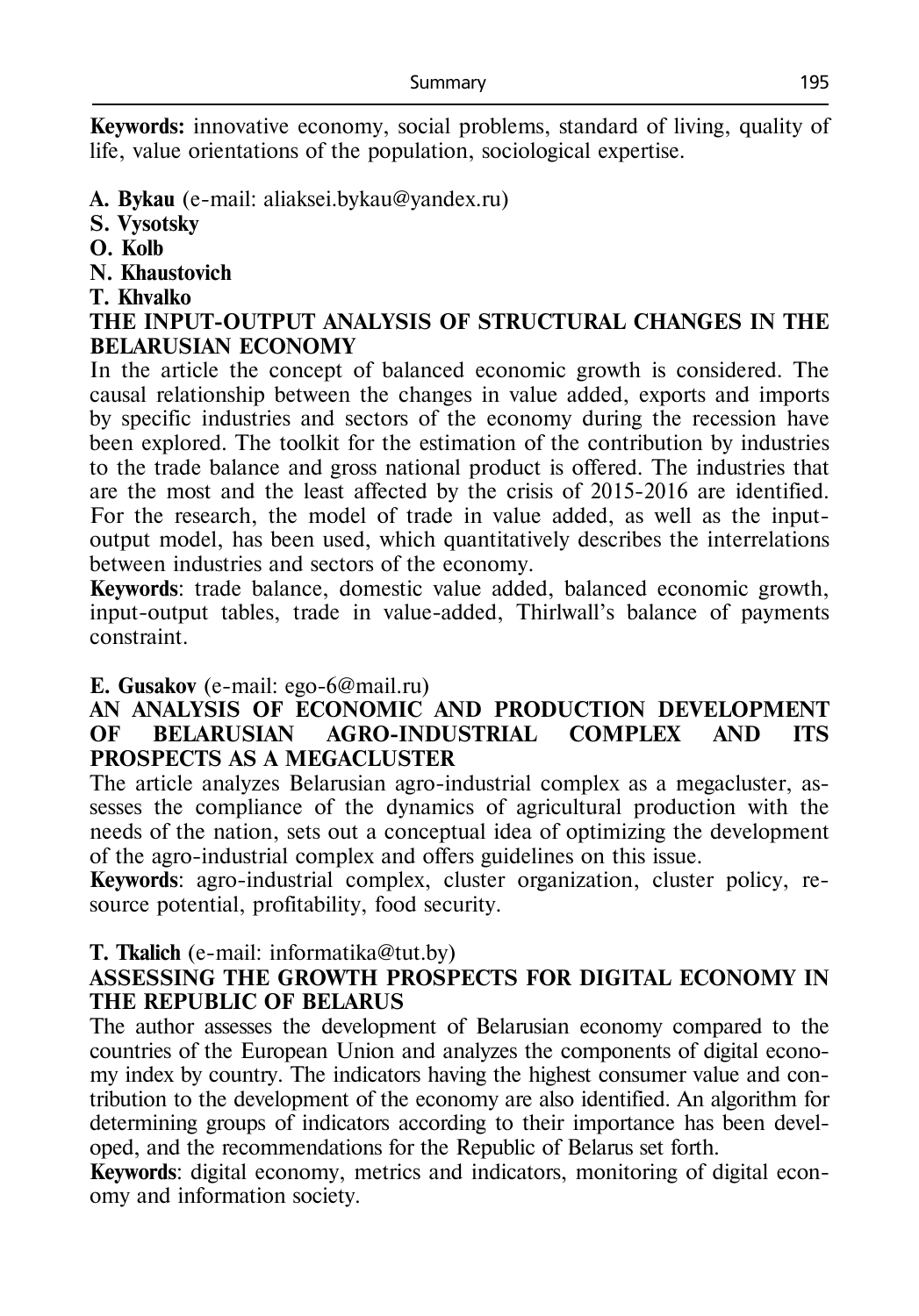**Keywords:** innovative economy, social problems, standard of living, quality of life, value orientations of the population, sociological expertise.

**A. Bykau** (e-mail: aliaksei.bykau@yandex.ru)
**S. Vysotsky**
**O. Kolb**
**N. Khaustovich**
**T. Khvalko**

**THE INPUT-OUTPUT ANALYSIS OF STRUCTURAL CHANGES IN THE BELARUSIAN ECONOMY**

In the article the concept of balanced economic growth is considered. The causal relationship between the changes in value added, exports and imports by specific industries and sectors of the economy during the recession have been explored. The toolkit for the estimation of the contribution by industries to the trade balance and gross national product is offered. The industries that are the most and the least affected by the crisis of 2015-2016 are identified. For the research, the model of trade in value added, as well as the input-output model, has been used, which quantitatively describes the interrelations between industries and sectors of the economy.

**Keywords**: trade balance, domestic value added, balanced economic growth, input-output tables, trade in value-added, Thirlwall's balance of payments constraint.

**E. Gusakov** (e-mail: ego-6@mail.ru)

**AN ANALYSIS OF ECONOMIC AND PRODUCTION DEVELOPMENT OF BELARUSIAN AGRO-INDUSTRIAL COMPLEX AND ITS PROSPECTS AS A MEGACLUSTER**

The article analyzes Belarusian agro-industrial complex as a megacluster, assesses the compliance of the dynamics of agricultural production with the needs of the nation, sets out a conceptual idea of optimizing the development of the agro-industrial complex and offers guidelines on this issue.

**Keywords**: agro-industrial complex, cluster organization, cluster policy, resource potential, profitability, food security.

**T. Tkalich** (e-mail: informatika@tut.by)

**ASSESSING THE GROWTH PROSPECTS FOR DIGITAL ECONOMY IN THE REPUBLIC OF BELARUS**

The author assesses the development of Belarusian economy compared to the countries of the European Union and analyzes the components of digital economy index by country. The indicators having the highest consumer value and contribution to the development of the economy are also identified. An algorithm for determining groups of indicators according to their importance has been developed, and the recommendations for the Republic of Belarus set forth.

**Keywords**: digital economy, metrics and indicators, monitoring of digital economy and information society.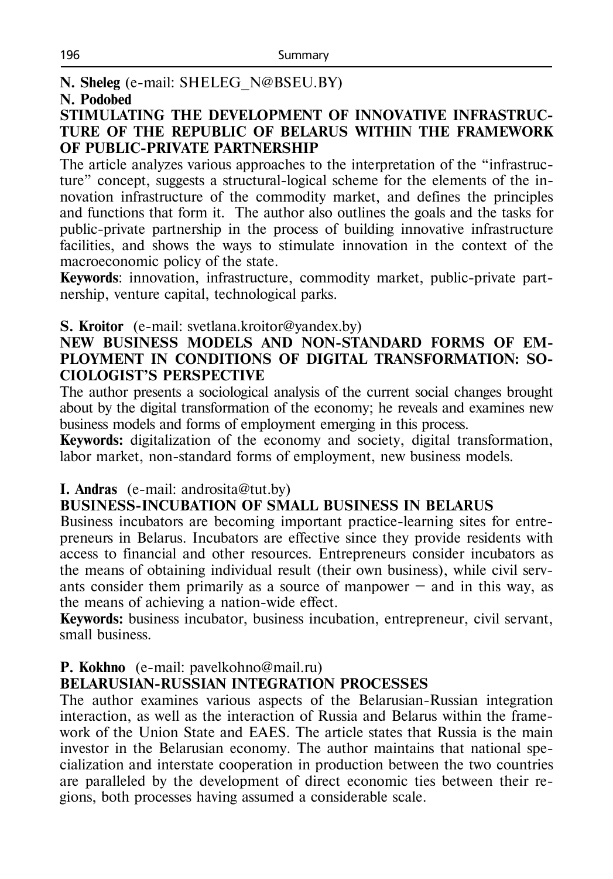**N. Sheleg** (e-mail: SHELEG_N@BSEU.BY)
**N. Podobed**

**STIMULATING THE DEVELOPMENT OF INNOVATIVE INFRASTRUCTURE OF THE REPUBLIC OF BELARUS WITHIN THE FRAMEWORK OF PUBLIC-PRIVATE PARTNERSHIP**

The article analyzes various approaches to the interpretation of the "infrastructure" concept, suggests a structural-logical scheme for the elements of the innovation infrastructure of the commodity market, and defines the principles and functions that form it. The author also outlines the goals and the tasks for public-private partnership in the process of building innovative infrastructure facilities, and shows the ways to stimulate innovation in the context of the macroeconomic policy of the state.

**Keywords**: innovation, infrastructure, commodity market, public-private partnership, venture capital, technological parks.

**S. Kroitor** (e-mail: svetlana.kroitor@yandex.by)

**NEW BUSINESS MODELS AND NON-STANDARD FORMS OF EMPLOYMENT IN CONDITIONS OF DIGITAL TRANSFORMATION: SOCIOLOGIST'S PERSPECTIVE**

The author presents a sociological analysis of the current social changes brought about by the digital transformation of the economy; he reveals and examines new business models and forms of employment emerging in this process.

**Keywords:** digitalization of the economy and society, digital transformation, labor market, non-standard forms of employment, new business models.

**I. Andras** (e-mail: androsita@tut.by)

**BUSINESS-INCUBATION OF SMALL BUSINESS IN BELARUS**

Business incubators are becoming important practice-learning sites for entrepreneurs in Belarus. Incubators are effective since they provide residents with access to financial and other resources. Entrepreneurs consider incubators as the means of obtaining individual result (their own business), while civil servants consider them primarily as a source of manpower – and in this way, as the means of achieving a nation-wide effect.

**Keywords:** business incubator, business incubation, entrepreneur, civil servant, small business.

**P. Kokhno** (e-mail: pavelkohno@mail.ru)

**BELARUSIAN-RUSSIAN INTEGRATION PROCESSES**

The author examines various aspects of the Belarusian-Russian integration interaction, as well as the interaction of Russia and Belarus within the framework of the Union State and EAES. The article states that Russia is the main investor in the Belarusian economy. The author maintains that national specialization and interstate cooperation in production between the two countries are paralleled by the development of direct economic ties between their regions, both processes having assumed a considerable scale.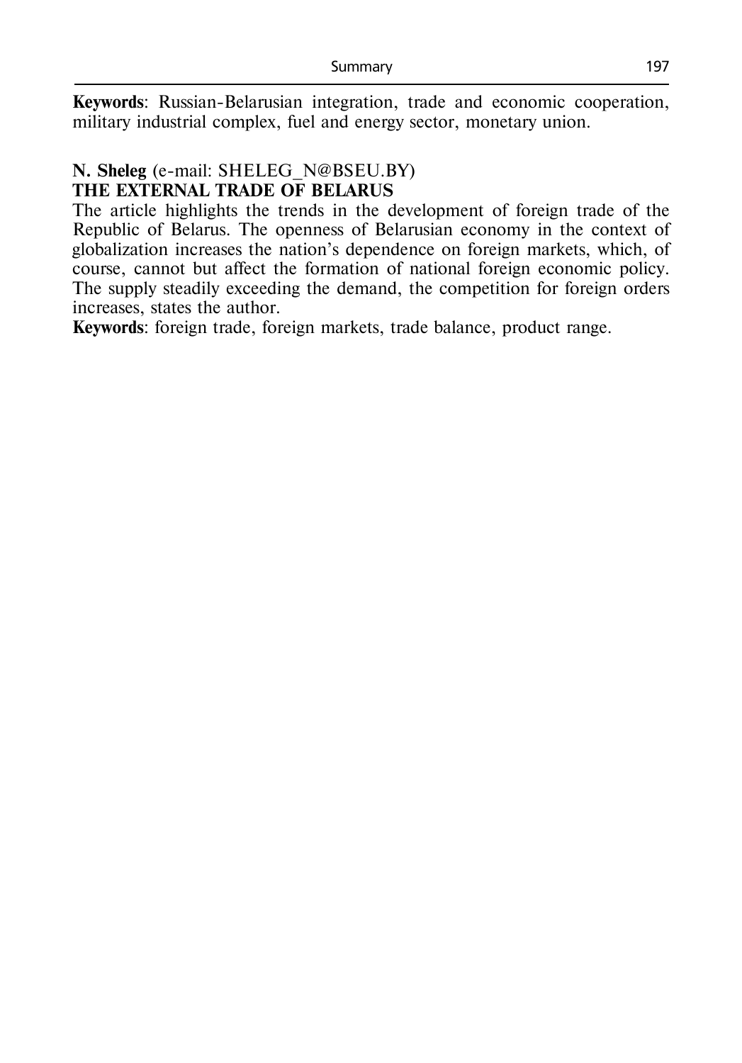**Keywords**: Russian-Belarusian integration, trade and economic cooperation, military industrial complex, fuel and energy sector, monetary union.

**N. Sheleg** (e-mail: SHELEG_N@BSEU.BY)
**THE EXTERNAL TRADE OF BELARUS**

The article highlights the trends in the development of foreign trade of the Republic of Belarus. The openness of Belarusian economy in the context of globalization increases the nation's dependence on foreign markets, which, of course, cannot but affect the formation of national foreign economic policy. The supply steadily exceeding the demand, the competition for foreign orders increases, states the author.

**Keywords**: foreign trade, foreign markets, trade balance, product range.